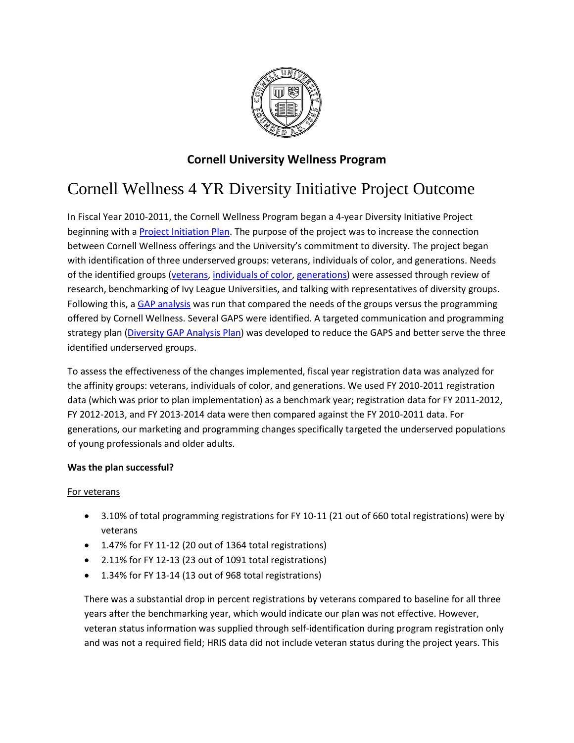## Cornell University Wellness Program

# Cornell Wellness 4 YR Diversity Initiative Project Outcome

In Fiscal Year 2010-2011, the Cornell Wellness Program began a 4-year Diversity Initiative Project beginning with a Project Initiation Plan. The purpose of the project was to increase the connection between Cornell Wellness offerings and the University's commitment to diversity. The project began with identification of three underserved groups: veterans, individuals of color, and generations. Needs of the identified groups (veterans, individuals of color, generations) were assessed through review of research, benchmarking of Ivy League Universities, and talking with representatives of diversity groups. Following this, a GAP analysis was run that compared the needs of the groups versus the programming offered by Cornell Wellness. Several GAPS were identified. A targeted communication and programming strategy plan (Diversity GAP Analysis Plan) was developed to reduce the GAPS and better serve the three identified underserved groups.

To assess the effectiveness of the changes implemented, fiscal year registration data was analyzed for the affinity groups: veterans, individuals of color, and generations. We used FY 2010-2011 registration data (which was prior to plan implementation) as a benchmark year; registration data for FY 2011-2012, FY 2012-2013, and FY 2013-2014 data were then compared against the FY 2010-2011 data. For generations, our marketing and programming changes specifically targeted the underserved populations of young professionals and older adults.

**Was the plan successful?**

<u>For veterans</u>

- 3.10% of total programming registrations for FY 10-11 (21 out of 660 total registrations) were by veterans
- 1.47% for FY 11-12 (20 out of 1364 total registrations)
- 2.11% for FY 12-13 (23 out of 1091 total registrations)
- 1.34% for FY 13-14 (13 out of 968 total registrations)

There was a substantial drop in percent registrations by veterans compared to baseline for all three years after the benchmarking year, which would indicate our plan was not effective. However, veteran status information was supplied through self-identification during program registration only and was not a required field; HRIS data did not include veteran status during the project years. This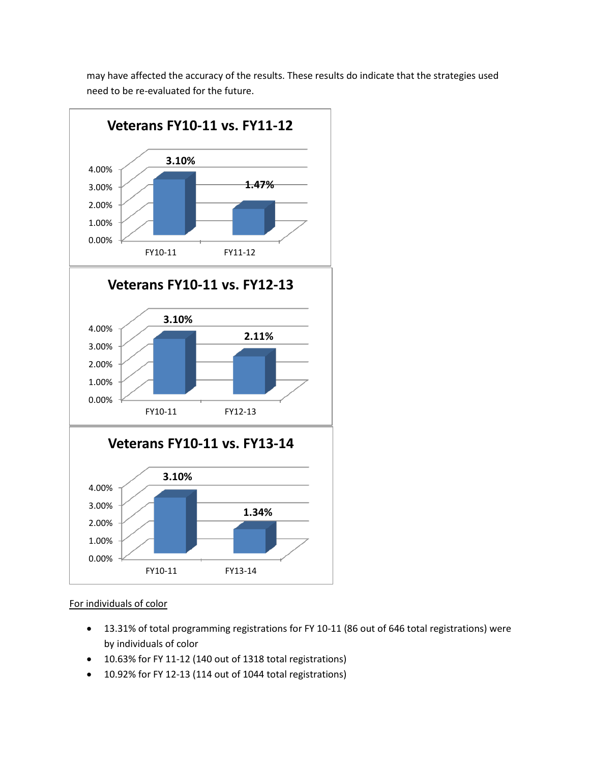may have affected the accuracy of the results. These results do indicate that the strategies used need to be re-evaluated for the future.

**Veterans FY10-11 vs. FY11-12**

| | FY10-11 | FY11-12 |
|---|---|---|
| Veterans | 3.10% | 1.47% |

**Veterans FY10-11 vs. FY12-13**

| | FY10-11 | FY12-13 |
|---|---|---|
| Veterans | 3.10% | 2.11% |

**Veterans FY10-11 vs. FY13-14**

| | FY10-11 | FY13-14 |
|---|---|---|
| Veterans | 3.10% | 1.34% |

For individuals of color

- 13.31% of total programming registrations for FY 10-11 (86 out of 646 total registrations) were by individuals of color
- 10.63% for FY 11-12 (140 out of 1318 total registrations)
- 10.92% for FY 12-13 (114 out of 1044 total registrations)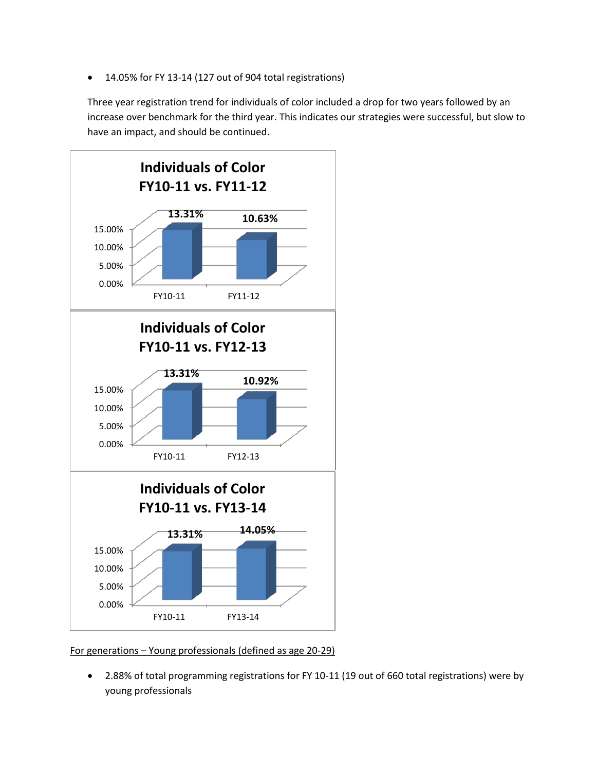- 14.05% for FY 13-14 (127 out of 904 total registrations)

Three year registration trend for individuals of color included a drop for two years followed by an increase over benchmark for the third year. This indicates our strategies were successful, but slow to have an impact, and should be continued.

**Individuals of Color FY10-11 vs. FY11-12**

| | FY10-11 | FY11-12 |
|---|---|---|
| Individuals of Color | 13.31% | 10.63% |

**Individuals of Color FY10-11 vs. FY12-13**

| | FY10-11 | FY12-13 |
|---|---|---|
| Individuals of Color | 13.31% | 10.92% |

**Individuals of Color FY10-11 vs. FY13-14**

| | FY10-11 | FY13-14 |
|---|---|---|
| Individuals of Color | 13.31% | 14.05% |

For generations – Young professionals (defined as age 20-29)

- 2.88% of total programming registrations for FY 10-11 (19 out of 660 total registrations) were by young professionals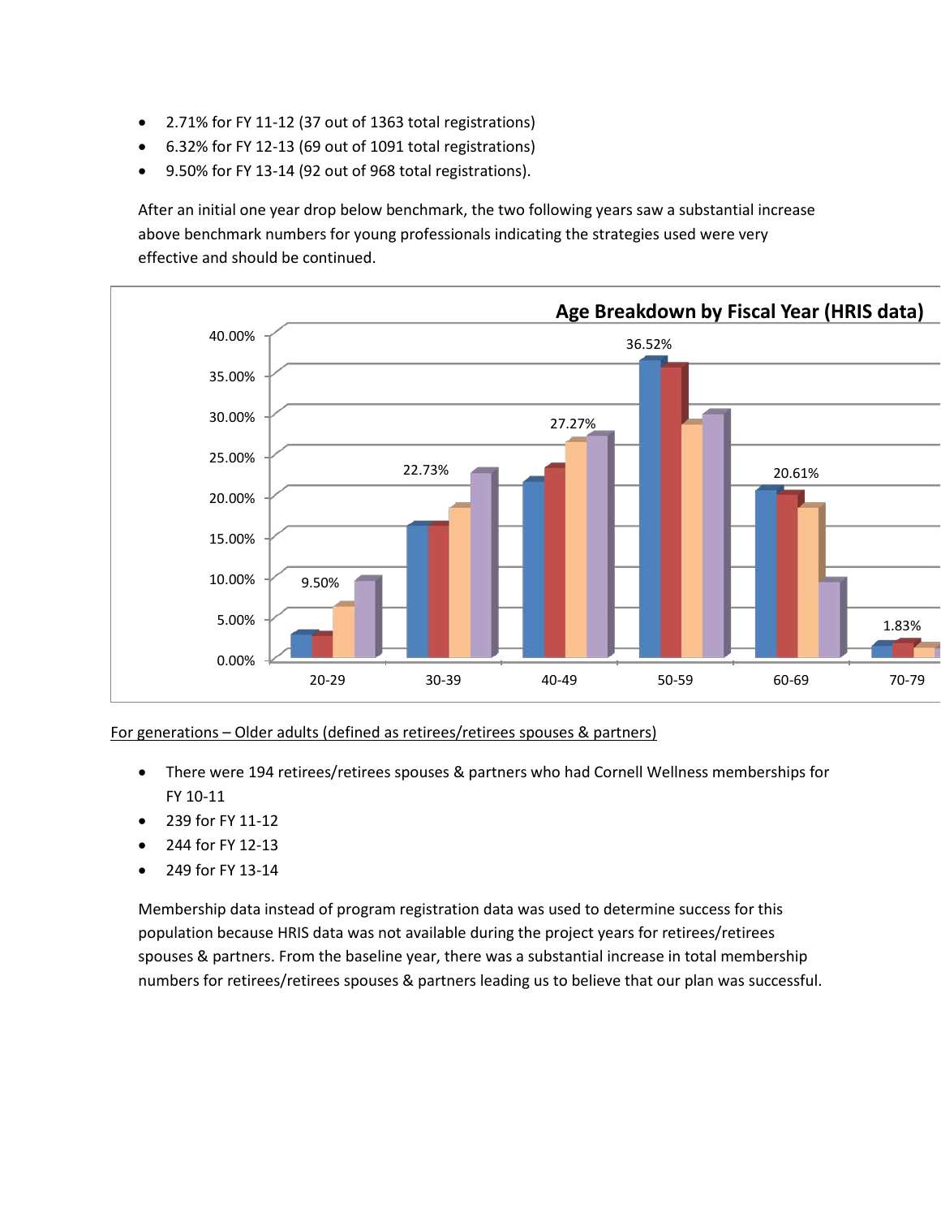- 2.71% for FY 11-12 (37 out of 1363 total registrations)
- 6.32% for FY 12-13 (69 out of 1091 total registrations)
- 9.50% for FY 13-14 (92 out of 968 total registrations).

After an initial one year drop below benchmark, the two following years saw a substantial increase above benchmark numbers for young professionals indicating the strategies used were very effective and should be continued.

**Age Breakdown by Fiscal Year (HRIS data)**

<u>For generations – Older adults (defined as retirees/retirees spouses & partners)</u>

- There were 194 retirees/retirees spouses & partners who had Cornell Wellness memberships for FY 10-11
- 239 for FY 11-12
- 244 for FY 12-13
- 249 for FY 13-14

Membership data instead of program registration data was used to determine success for this population because HRIS data was not available during the project years for retirees/retirees spouses & partners. From the baseline year, there was a substantial increase in total membership numbers for retirees/retirees spouses & partners leading us to believe that our plan was successful.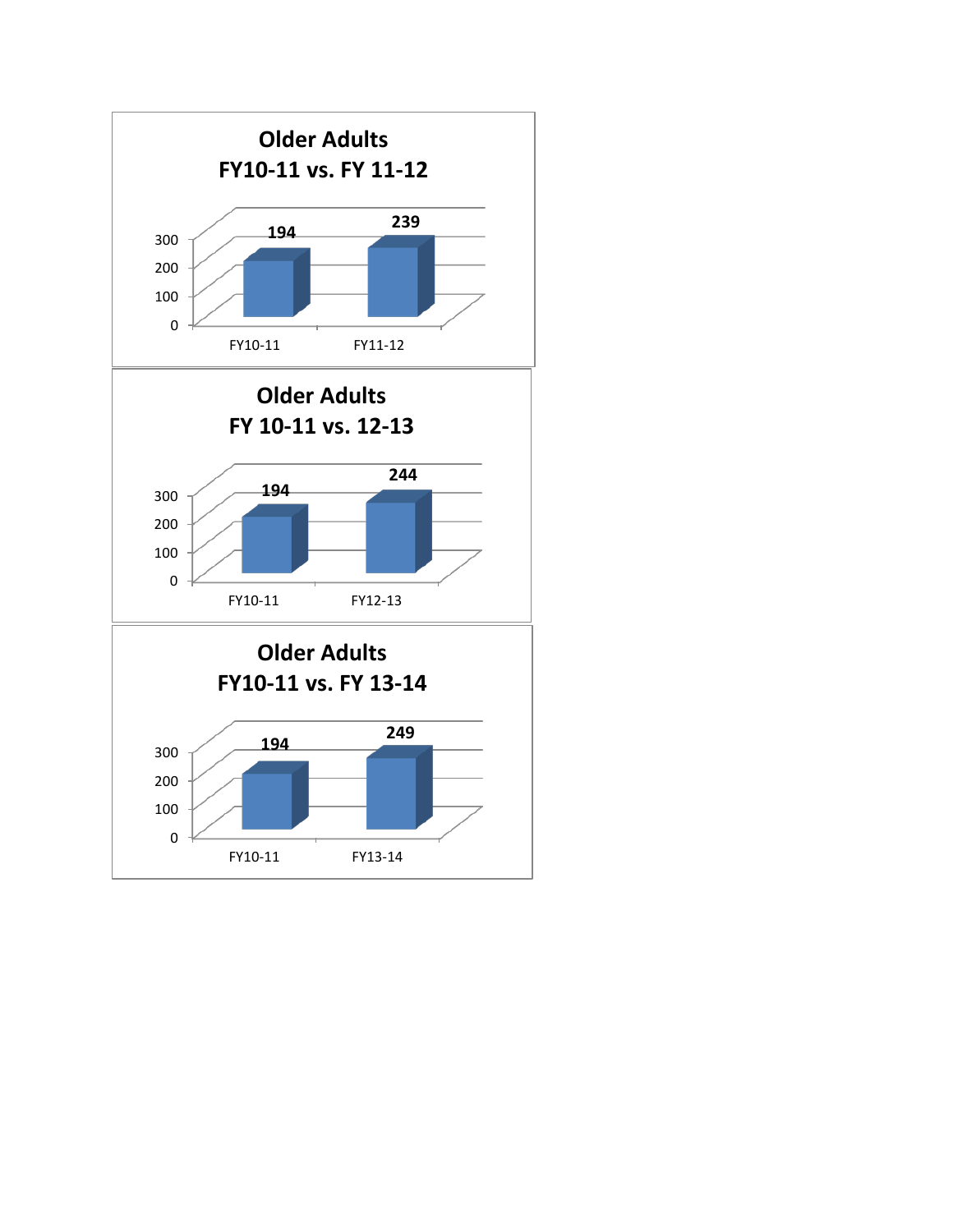Older Adults
FY10-11 vs. FY 11-12

300
200
100
0

194
239

FY10-11
FY11-12

Older Adults
FY 10-11 vs. 12-13

300
200
100
0

194
244

FY10-11
FY12-13

Older Adults
FY10-11 vs. FY 13-14

300
200
100
0

194
249

FY10-11
FY13-14